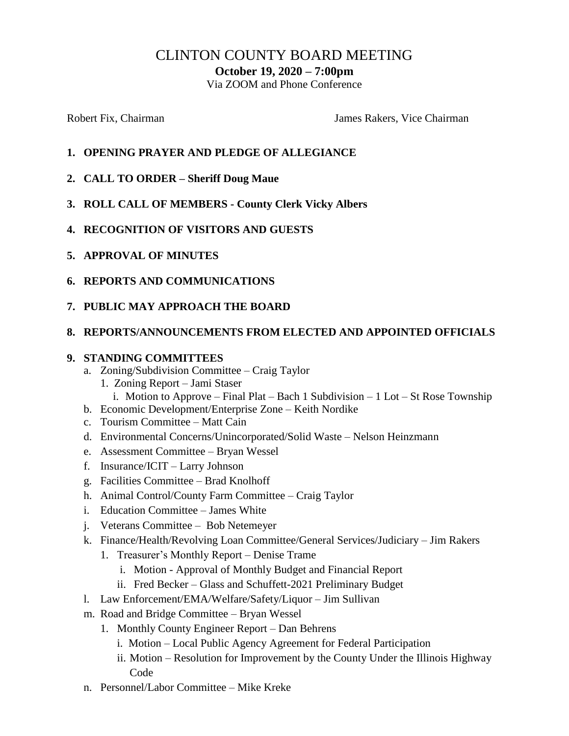# CLINTON COUNTY BOARD MEETING

**October 19, 2020 – 7:00pm**

Via ZOOM and Phone Conference

Robert Fix, Chairman                                                   James Rakers, Vice Chairman

1. **OPENING PRAYER AND PLEDGE OF ALLEGIANCE**
2. **CALL TO ORDER – Sheriff Doug Maue**
3. **ROLL CALL OF MEMBERS - County Clerk Vicky Albers**
4. **RECOGNITION OF VISITORS AND GUESTS**
5. **APPROVAL OF MINUTES**
6. **REPORTS AND COMMUNICATIONS**
7. **PUBLIC MAY APPROACH THE BOARD**
8. **REPORTS/ANNOUNCEMENTS FROM ELECTED AND APPOINTED OFFICIALS**
9. **STANDING COMMITTEES**
   - a. Zoning/Subdivision Committee – Craig Taylor
     - 1. Zoning Report – Jami Staser
       - i. Motion to Approve – Final Plat – Bach 1 Subdivision – 1 Lot – St Rose Township
   - b. Economic Development/Enterprise Zone – Keith Nordike
   - c. Tourism Committee – Matt Cain
   - d. Environmental Concerns/Unincorporated/Solid Waste – Nelson Heinzmann
   - e. Assessment Committee – Bryan Wessel
   - f. Insurance/ICIT – Larry Johnson
   - g. Facilities Committee – Brad Knolhoff
   - h. Animal Control/County Farm Committee – Craig Taylor
   - i. Education Committee – James White
   - j. Veterans Committee – Bob Netemeyer
   - k. Finance/Health/Revolving Loan Committee/General Services/Judiciary – Jim Rakers
     - 1. Treasurer's Monthly Report – Denise Trame
       - i. Motion - Approval of Monthly Budget and Financial Report
       - ii. Fred Becker – Glass and Schuffett-2021 Preliminary Budget
   - l. Law Enforcement/EMA/Welfare/Safety/Liquor – Jim Sullivan
   - m. Road and Bridge Committee – Bryan Wessel
     - 1. Monthly County Engineer Report – Dan Behrens
       - i. Motion – Local Public Agency Agreement for Federal Participation
       - ii. Motion – Resolution for Improvement by the County Under the Illinois Highway Code
   - n. Personnel/Labor Committee – Mike Kreke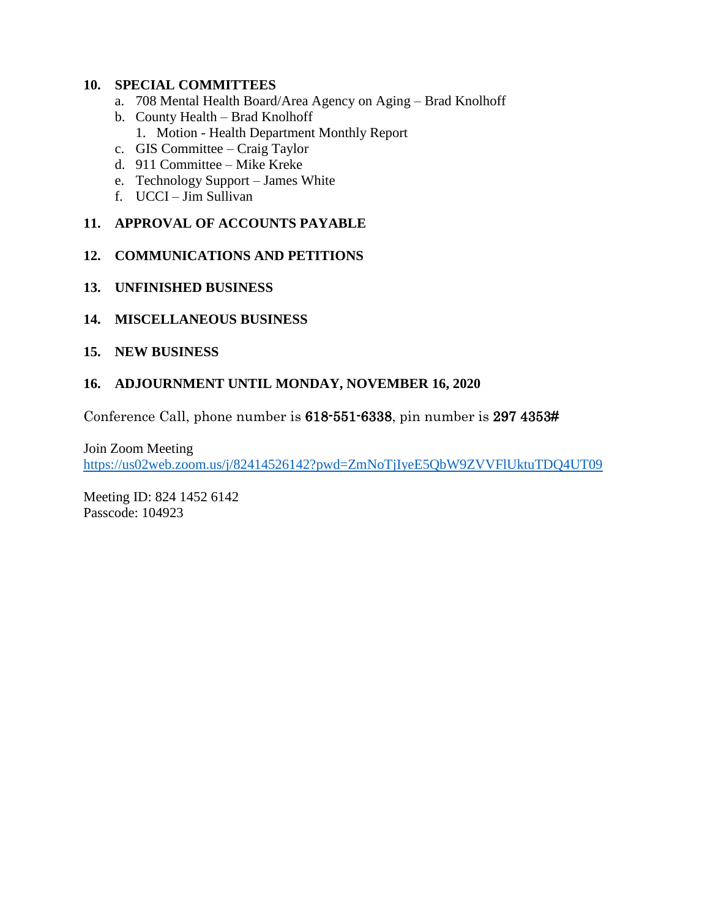**10. SPECIAL COMMITTEES**

a. 708 Mental Health Board/Area Agency on Aging – Brad Knolhoff
b. County Health – Brad Knolhoff
   1. Motion - Health Department Monthly Report
c. GIS Committee – Craig Taylor
d. 911 Committee – Mike Kreke
e. Technology Support – James White
f. UCCI – Jim Sullivan

**11. APPROVAL OF ACCOUNTS PAYABLE**

**12. COMMUNICATIONS AND PETITIONS**

**13. UNFINISHED BUSINESS**

**14. MISCELLANEOUS BUSINESS**

**15. NEW BUSINESS**

**16. ADJOURNMENT UNTIL MONDAY, NOVEMBER 16, 2020**

Conference Call, phone number is **618-551-6338**, pin number is **297 4353#**

Join Zoom Meeting
https://us02web.zoom.us/j/82414526142?pwd=ZmNoTjIyeE5QbW9ZVVFlUktuTDQ4UT09

Meeting ID: 824 1452 6142
Passcode: 104923